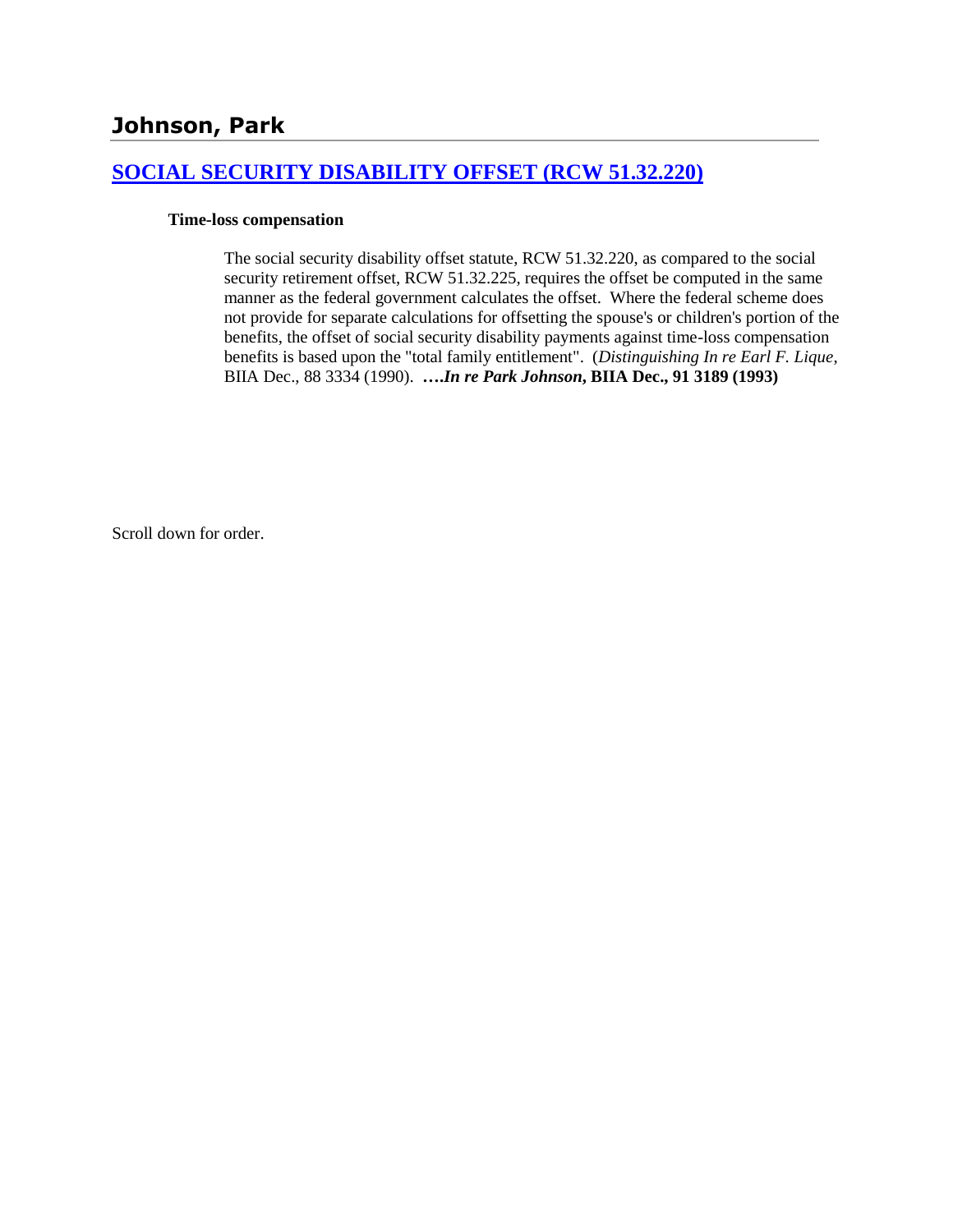# Johnson, Park

## [SOCIAL SECURITY DISABILITY OFFSET (RCW 51.32.220)]

**Time-loss compensation**

> The social security disability offset statute, RCW 51.32.220, as compared to the social security retirement offset, RCW 51.32.225, requires the offset be computed in the same manner as the federal government calculates the offset. Where the federal scheme does not provide for separate calculations for offsetting the spouse's or children's portion of the benefits, the offset of social security disability payments against time-loss compensation benefits is based upon the "total family entitlement". (*Distinguishing In re Earl F. Lique*, BIIA Dec., 88 3334 (1990). **….*In re Park Johnson*, BIIA Dec., 91 3189 (1993)**

Scroll down for order.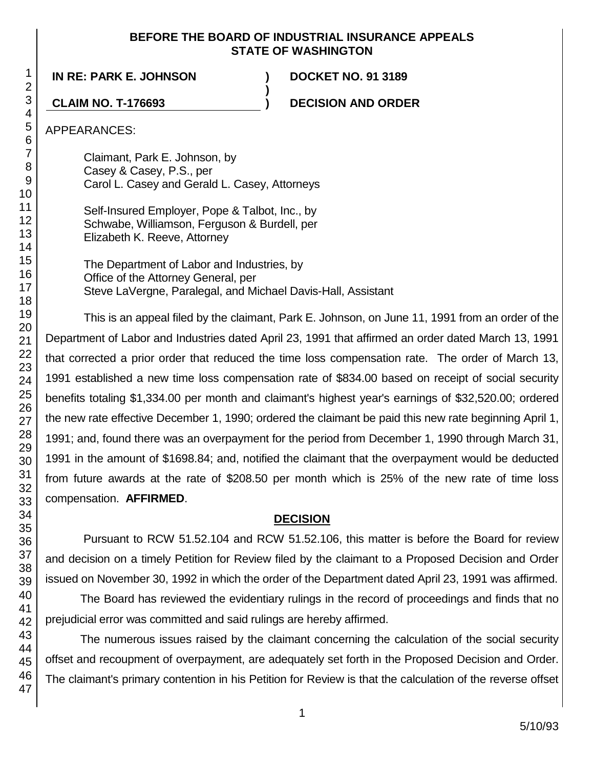**BEFORE THE BOARD OF INDUSTRIAL INSURANCE APPEALS STATE OF WASHINGTON**

| | | |
|---|---|---|
| **IN RE: PARK E. JOHNSON** | **)** | **DOCKET NO. 91 3189** |
| | **)** | |
| **CLAIM NO. T-176693** | **)** | **DECISION AND ORDER** |

APPEARANCES:

Claimant, Park E. Johnson, by
Casey & Casey, P.S., per
Carol L. Casey and Gerald L. Casey, Attorneys

Self-Insured Employer, Pope & Talbot, Inc., by
Schwabe, Williamson, Ferguson & Burdell, per
Elizabeth K. Reeve, Attorney

The Department of Labor and Industries, by
Office of the Attorney General, per
Steve LaVergne, Paralegal, and Michael Davis-Hall, Assistant

This is an appeal filed by the claimant, Park E. Johnson, on June 11, 1991 from an order of the Department of Labor and Industries dated April 23, 1991 that affirmed an order dated March 13, 1991 that corrected a prior order that reduced the time loss compensation rate. The order of March 13, 1991 established a new time loss compensation rate of $834.00 based on receipt of social security benefits totaling $1,334.00 per month and claimant's highest year's earnings of $32,520.00; ordered the new rate effective December 1, 1990; ordered the claimant be paid this new rate beginning April 1, 1991; and, found there was an overpayment for the period from December 1, 1990 through March 31, 1991 in the amount of $1698.84; and, notified the claimant that the overpayment would be deducted from future awards at the rate of $208.50 per month which is 25% of the new rate of time loss compensation. **AFFIRMED**.

## DECISION

Pursuant to RCW 51.52.104 and RCW 51.52.106, this matter is before the Board for review and decision on a timely Petition for Review filed by the claimant to a Proposed Decision and Order issued on November 30, 1992 in which the order of the Department dated April 23, 1991 was affirmed.

The Board has reviewed the evidentiary rulings in the record of proceedings and finds that no prejudicial error was committed and said rulings are hereby affirmed.

The numerous issues raised by the claimant concerning the calculation of the social security offset and recoupment of overpayment, are adequately set forth in the Proposed Decision and Order. The claimant's primary contention in his Petition for Review is that the calculation of the reverse offset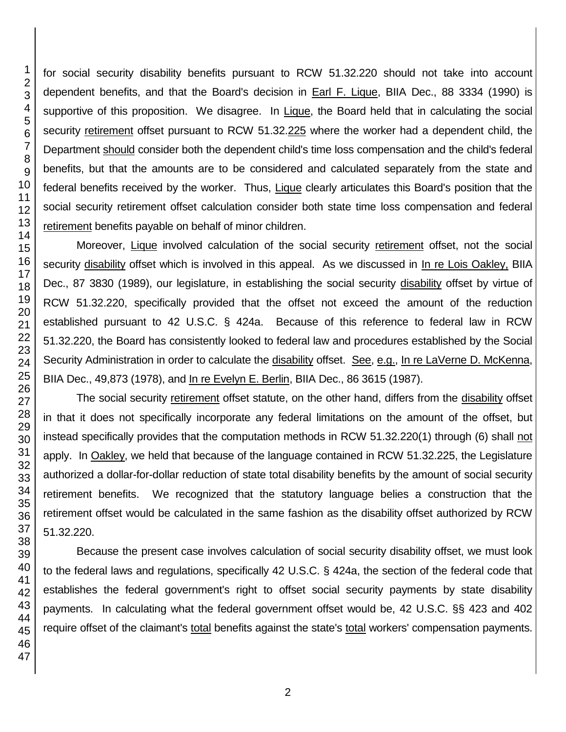for social security disability benefits pursuant to RCW 51.32.220 should not take into account dependent benefits, and that the Board's decision in Earl F. Lique, BIIA Dec., 88 3334 (1990) is supportive of this proposition. We disagree. In Lique, the Board held that in calculating the social security retirement offset pursuant to RCW 51.32.225 where the worker had a dependent child, the Department should consider both the dependent child's time loss compensation and the child's federal benefits, but that the amounts are to be considered and calculated separately from the state and federal benefits received by the worker. Thus, Lique clearly articulates this Board's position that the social security retirement offset calculation consider both state time loss compensation and federal retirement benefits payable on behalf of minor children.

Moreover, Lique involved calculation of the social security retirement offset, not the social security disability offset which is involved in this appeal. As we discussed in In re Lois Oakley, BIIA Dec., 87 3830 (1989), our legislature, in establishing the social security disability offset by virtue of RCW 51.32.220, specifically provided that the offset not exceed the amount of the reduction established pursuant to 42 U.S.C. § 424a. Because of this reference to federal law in RCW 51.32.220, the Board has consistently looked to federal law and procedures established by the Social Security Administration in order to calculate the disability offset. See, e.g., In re LaVerne D. McKenna, BIIA Dec., 49,873 (1978), and In re Evelyn E. Berlin, BIIA Dec., 86 3615 (1987).

The social security retirement offset statute, on the other hand, differs from the disability offset in that it does not specifically incorporate any federal limitations on the amount of the offset, but instead specifically provides that the computation methods in RCW 51.32.220(1) through (6) shall not apply. In Oakley, we held that because of the language contained in RCW 51.32.225, the Legislature authorized a dollar-for-dollar reduction of state total disability benefits by the amount of social security retirement benefits. We recognized that the statutory language belies a construction that the retirement offset would be calculated in the same fashion as the disability offset authorized by RCW 51.32.220.

Because the present case involves calculation of social security disability offset, we must look to the federal laws and regulations, specifically 42 U.S.C. § 424a, the section of the federal code that establishes the federal government's right to offset social security payments by state disability payments. In calculating what the federal government offset would be, 42 U.S.C. §§ 423 and 402 require offset of the claimant's total benefits against the state's total workers' compensation payments.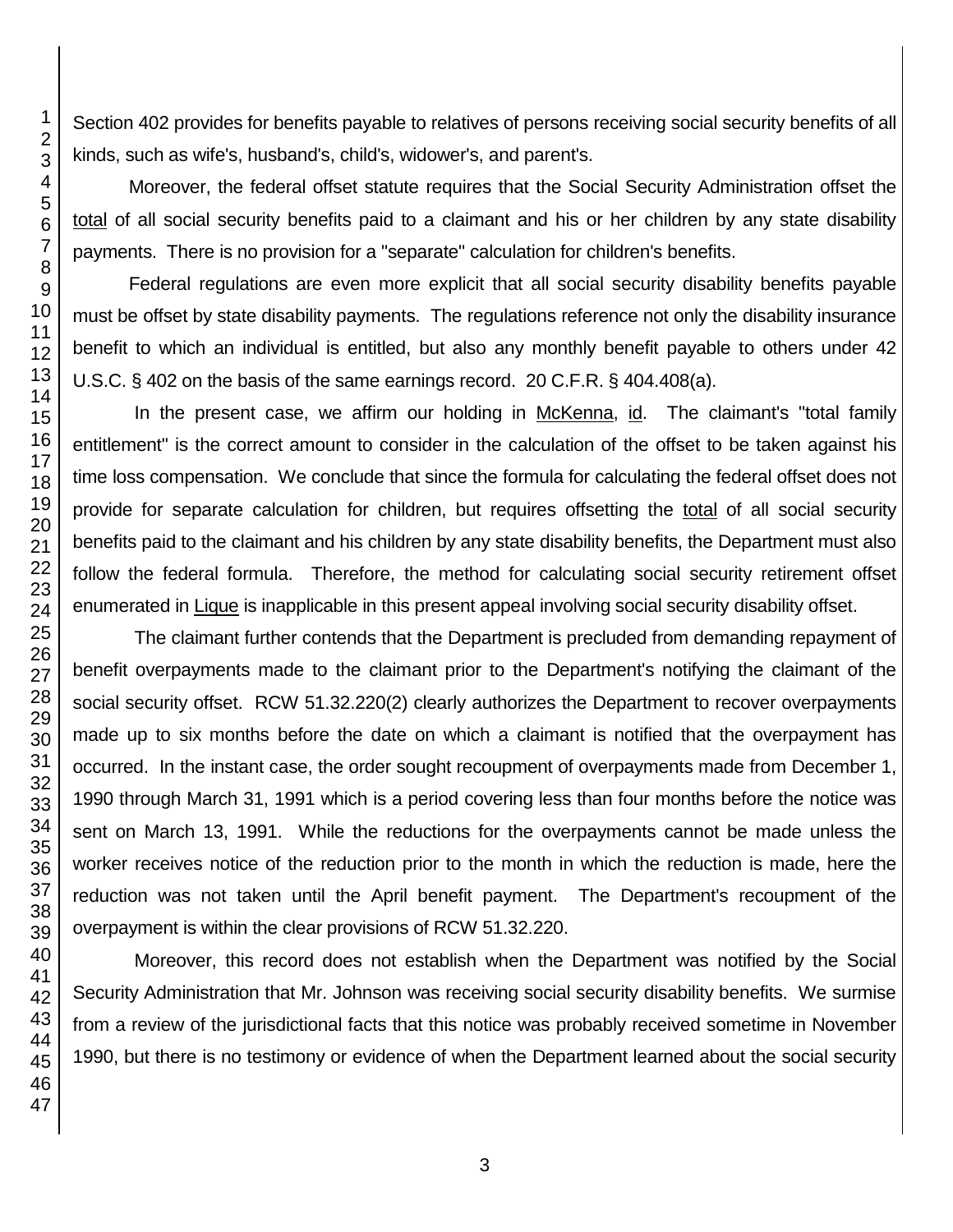Section 402 provides for benefits payable to relatives of persons receiving social security benefits of all kinds, such as wife's, husband's, child's, widower's, and parent's.

Moreover, the federal offset statute requires that the Social Security Administration offset the total of all social security benefits paid to a claimant and his or her children by any state disability payments. There is no provision for a "separate" calculation for children's benefits.

Federal regulations are even more explicit that all social security disability benefits payable must be offset by state disability payments. The regulations reference not only the disability insurance benefit to which an individual is entitled, but also any monthly benefit payable to others under 42 U.S.C. § 402 on the basis of the same earnings record. 20 C.F.R. § 404.408(a).

In the present case, we affirm our holding in McKenna, id. The claimant's "total family entitlement" is the correct amount to consider in the calculation of the offset to be taken against his time loss compensation. We conclude that since the formula for calculating the federal offset does not provide for separate calculation for children, but requires offsetting the total of all social security benefits paid to the claimant and his children by any state disability benefits, the Department must also follow the federal formula. Therefore, the method for calculating social security retirement offset enumerated in Lique is inapplicable in this present appeal involving social security disability offset.

The claimant further contends that the Department is precluded from demanding repayment of benefit overpayments made to the claimant prior to the Department's notifying the claimant of the social security offset. RCW 51.32.220(2) clearly authorizes the Department to recover overpayments made up to six months before the date on which a claimant is notified that the overpayment has occurred. In the instant case, the order sought recoupment of overpayments made from December 1, 1990 through March 31, 1991 which is a period covering less than four months before the notice was sent on March 13, 1991. While the reductions for the overpayments cannot be made unless the worker receives notice of the reduction prior to the month in which the reduction is made, here the reduction was not taken until the April benefit payment. The Department's recoupment of the overpayment is within the clear provisions of RCW 51.32.220.

Moreover, this record does not establish when the Department was notified by the Social Security Administration that Mr. Johnson was receiving social security disability benefits. We surmise from a review of the jurisdictional facts that this notice was probably received sometime in November 1990, but there is no testimony or evidence of when the Department learned about the social security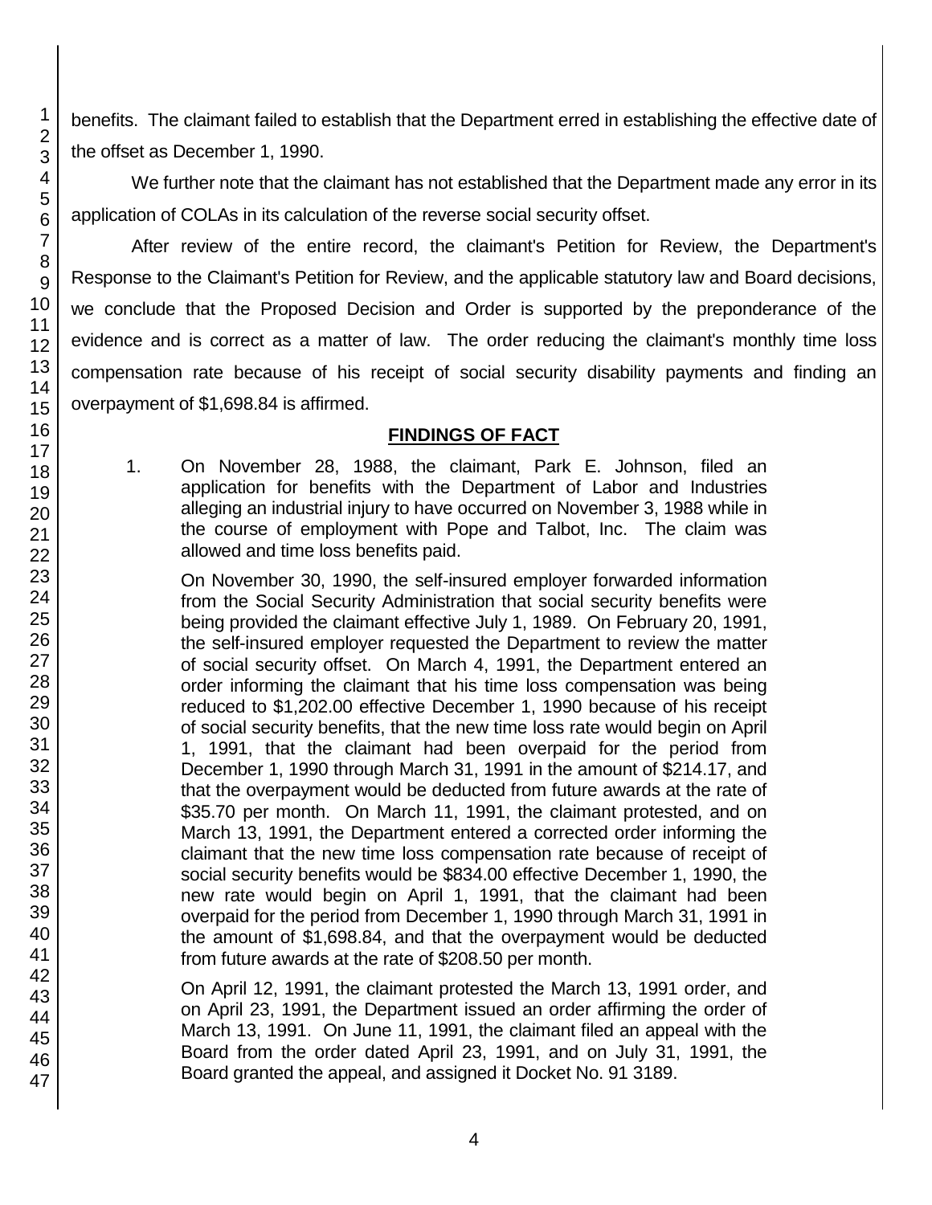benefits. The claimant failed to establish that the Department erred in establishing the effective date of the offset as December 1, 1990.

We further note that the claimant has not established that the Department made any error in its application of COLAs in its calculation of the reverse social security offset.

After review of the entire record, the claimant's Petition for Review, the Department's Response to the Claimant's Petition for Review, and the applicable statutory law and Board decisions, we conclude that the Proposed Decision and Order is supported by the preponderance of the evidence and is correct as a matter of law. The order reducing the claimant's monthly time loss compensation rate because of his receipt of social security disability payments and finding an overpayment of $1,698.84 is affirmed.

## FINDINGS OF FACT

1. On November 28, 1988, the claimant, Park E. Johnson, filed an application for benefits with the Department of Labor and Industries alleging an industrial injury to have occurred on November 3, 1988 while in the course of employment with Pope and Talbot, Inc. The claim was allowed and time loss benefits paid.

   On November 30, 1990, the self-insured employer forwarded information from the Social Security Administration that social security benefits were being provided the claimant effective July 1, 1989. On February 20, 1991, the self-insured employer requested the Department to review the matter of social security offset. On March 4, 1991, the Department entered an order informing the claimant that his time loss compensation was being reduced to $1,202.00 effective December 1, 1990 because of his receipt of social security benefits, that the new time loss rate would begin on April 1, 1991, that the claimant had been overpaid for the period from December 1, 1990 through March 31, 1991 in the amount of $214.17, and that the overpayment would be deducted from future awards at the rate of $35.70 per month. On March 11, 1991, the claimant protested, and on March 13, 1991, the Department entered a corrected order informing the claimant that the new time loss compensation rate because of receipt of social security benefits would be $834.00 effective December 1, 1990, the new rate would begin on April 1, 1991, that the claimant had been overpaid for the period from December 1, 1990 through March 31, 1991 in the amount of $1,698.84, and that the overpayment would be deducted from future awards at the rate of $208.50 per month.

   On April 12, 1991, the claimant protested the March 13, 1991 order, and on April 23, 1991, the Department issued an order affirming the order of March 13, 1991. On June 11, 1991, the claimant filed an appeal with the Board from the order dated April 23, 1991, and on July 31, 1991, the Board granted the appeal, and assigned it Docket No. 91 3189.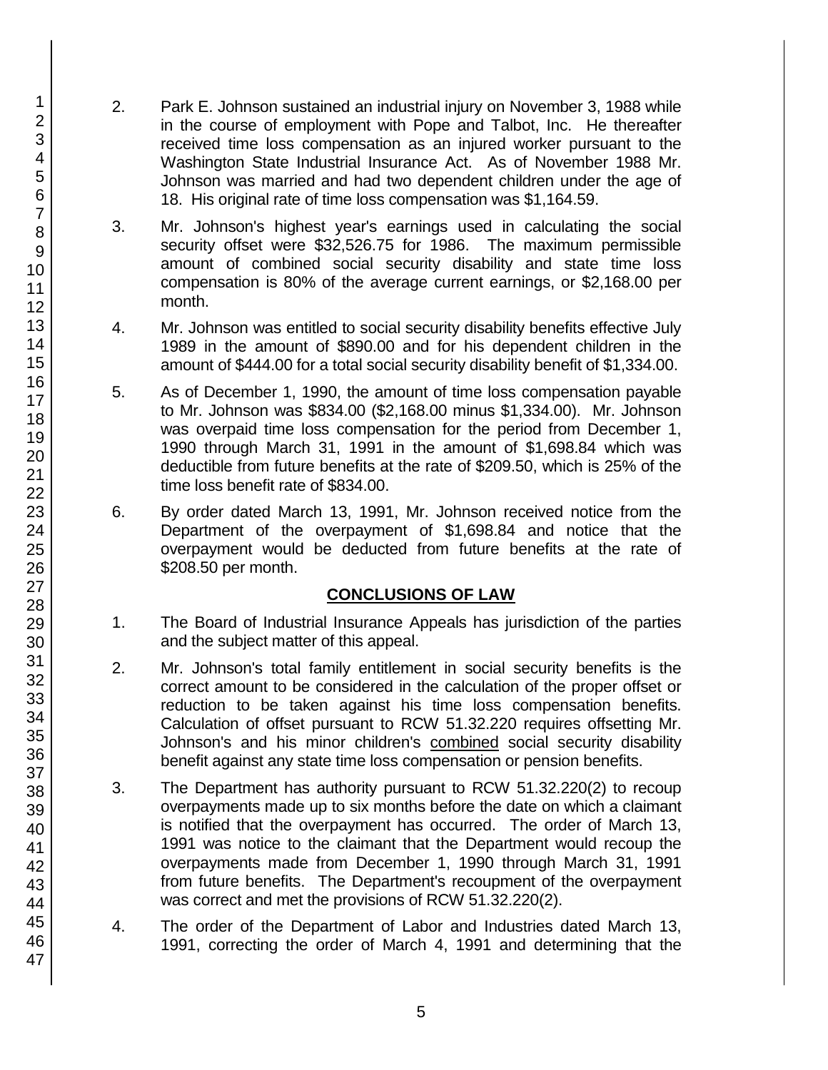2. Park E. Johnson sustained an industrial injury on November 3, 1988 while in the course of employment with Pope and Talbot, Inc. He thereafter received time loss compensation as an injured worker pursuant to the Washington State Industrial Insurance Act. As of November 1988 Mr. Johnson was married and had two dependent children under the age of 18. His original rate of time loss compensation was $1,164.59.

3. Mr. Johnson's highest year's earnings used in calculating the social security offset were $32,526.75 for 1986. The maximum permissible amount of combined social security disability and state time loss compensation is 80% of the average current earnings, or $2,168.00 per month.

4. Mr. Johnson was entitled to social security disability benefits effective July 1989 in the amount of $890.00 and for his dependent children in the amount of $444.00 for a total social security disability benefit of $1,334.00.

5. As of December 1, 1990, the amount of time loss compensation payable to Mr. Johnson was $834.00 ($2,168.00 minus $1,334.00). Mr. Johnson was overpaid time loss compensation for the period from December 1, 1990 through March 31, 1991 in the amount of $1,698.84 which was deductible from future benefits at the rate of $209.50, which is 25% of the time loss benefit rate of $834.00.

6. By order dated March 13, 1991, Mr. Johnson received notice from the Department of the overpayment of $1,698.84 and notice that the overpayment would be deducted from future benefits at the rate of $208.50 per month.

## CONCLUSIONS OF LAW

1. The Board of Industrial Insurance Appeals has jurisdiction of the parties and the subject matter of this appeal.

2. Mr. Johnson's total family entitlement in social security benefits is the correct amount to be considered in the calculation of the proper offset or reduction to be taken against his time loss compensation benefits. Calculation of offset pursuant to RCW 51.32.220 requires offsetting Mr. Johnson's and his minor children's combined social security disability benefit against any state time loss compensation or pension benefits.

3. The Department has authority pursuant to RCW 51.32.220(2) to recoup overpayments made up to six months before the date on which a claimant is notified that the overpayment has occurred. The order of March 13, 1991 was notice to the claimant that the Department would recoup the overpayments made from December 1, 1990 through March 31, 1991 from future benefits. The Department's recoupment of the overpayment was correct and met the provisions of RCW 51.32.220(2).

4. The order of the Department of Labor and Industries dated March 13, 1991, correcting the order of March 4, 1991 and determining that the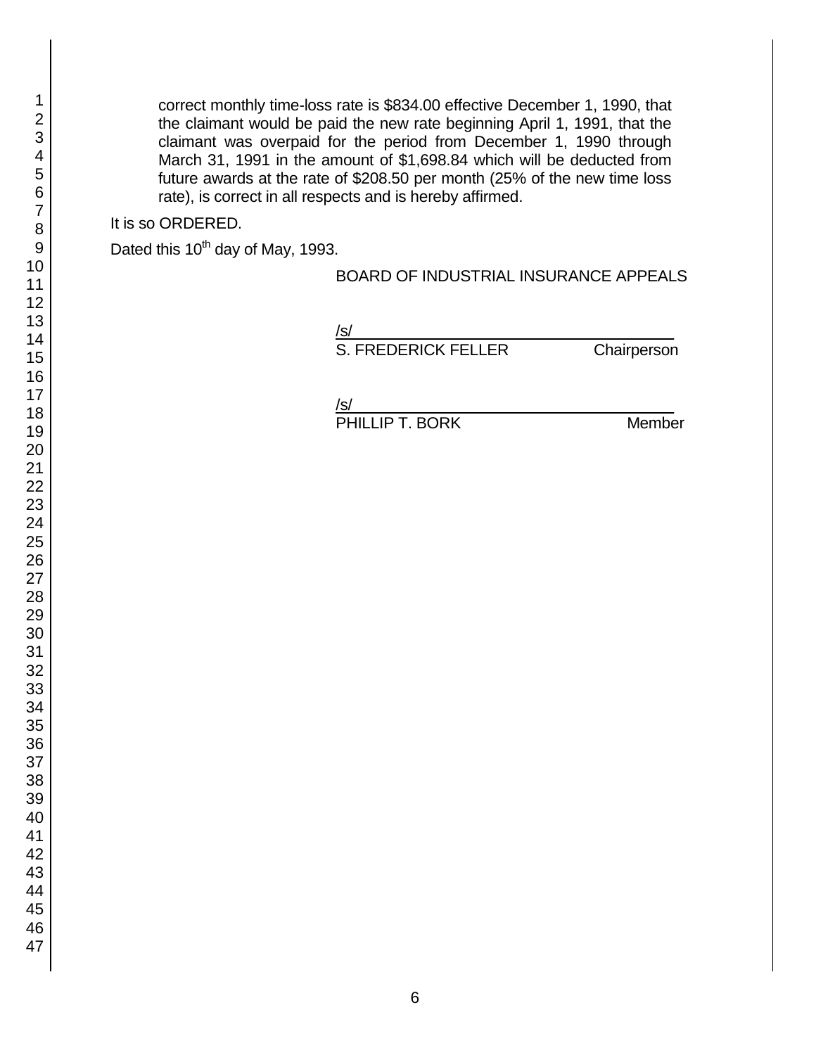correct monthly time-loss rate is $834.00 effective December 1, 1990, that the claimant would be paid the new rate beginning April 1, 1991, that the claimant was overpaid for the period from December 1, 1990 through March 31, 1991 in the amount of $1,698.84 which will be deducted from future awards at the rate of $208.50 per month (25% of the new time loss rate), is correct in all respects and is hereby affirmed.

It is so ORDERED.

Dated this 10th day of May, 1993.

BOARD OF INDUSTRIAL INSURANCE APPEALS

/s/
S. FREDERICK FELLER Chairperson

/s/
PHILLIP T. BORK Member